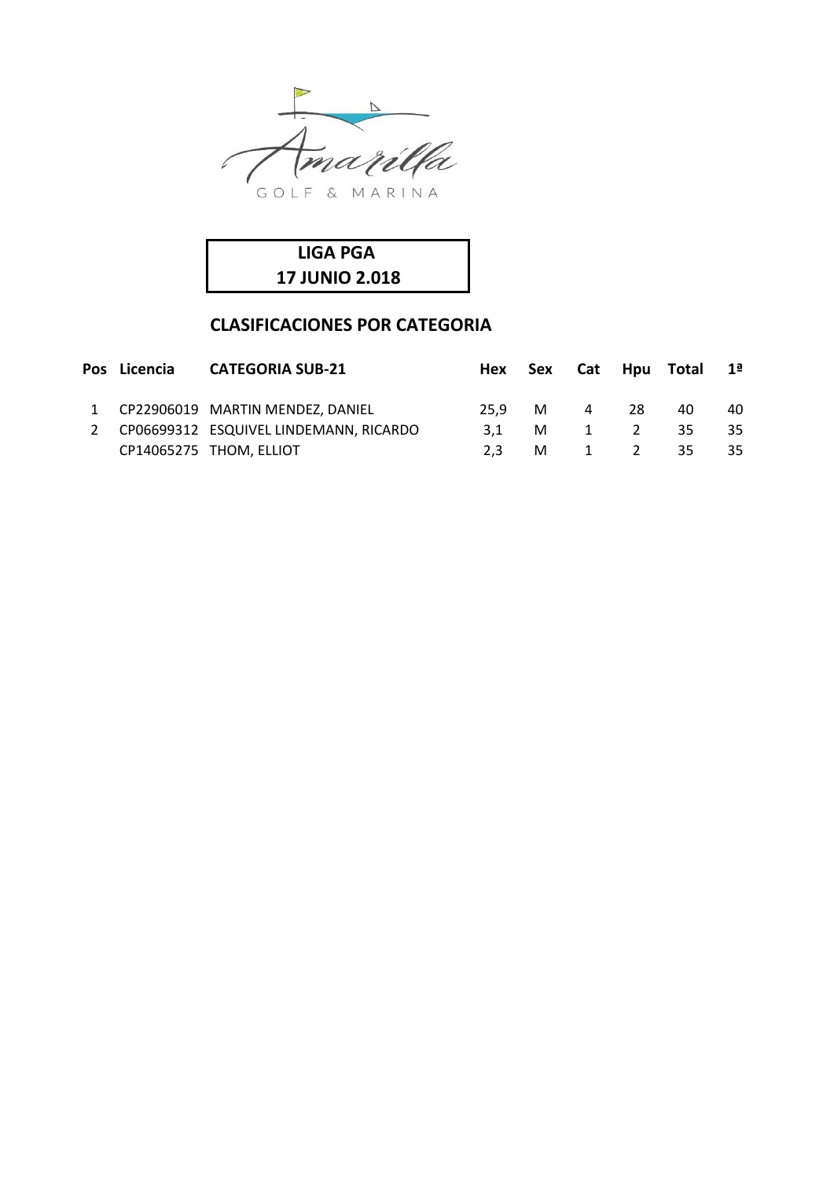Amarilla GOLF & MARINA

**LIGA PGA**
**17 JUNIO 2.018**

## CLASIFICACIONES POR CATEGORIA

| Pos | Licencia | CATEGORIA SUB-21 | Hex | Sex | Cat | Hpu | Total | 1ª |
|---|---|---|---|---|---|---|---|---|
| 1 | CP22906019 | MARTIN MENDEZ, DANIEL | 25,9 | M | 4 | 28 | 40 | 40 |
| 2 | CP06699312 | ESQUIVEL LINDEMANN, RICARDO | 3,1 | M | 1 | 2 | 35 | 35 |
| | CP14065275 | THOM, ELLIOT | 2,3 | M | 1 | 2 | 35 | 35 |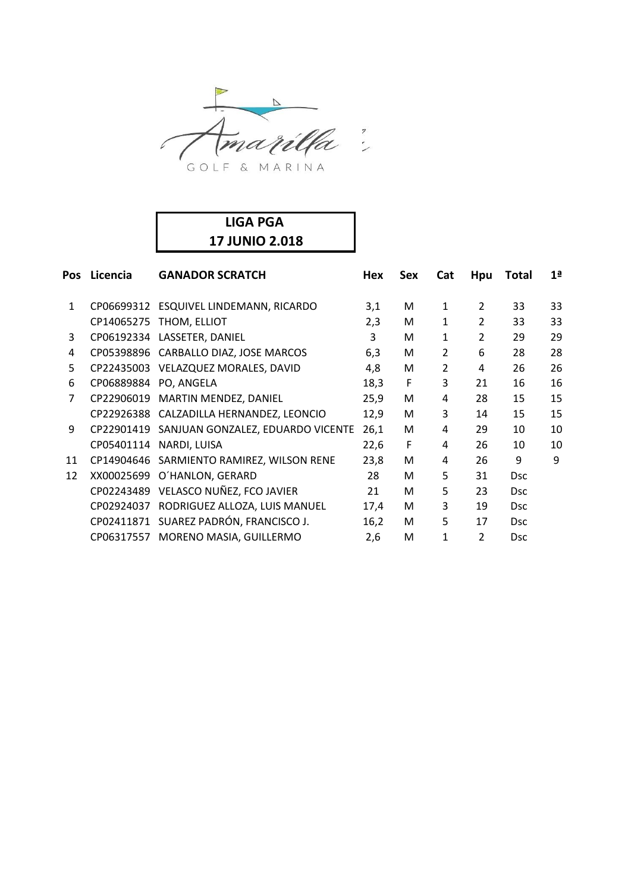Amarilla GOLF & MARINA

**LIGA PGA**
**17 JUNIO 2.018**

| Pos | Licencia | GANADOR SCRATCH | Hex | Sex | Cat | Hpu | Total | 1ª |
|---|---|---|---|---|---|---|---|---|
| 1 | CP06699312 | ESQUIVEL LINDEMANN, RICARDO | 3,1 | M | 1 | 2 | 33 | 33 |
| | CP14065275 | THOM, ELLIOT | 2,3 | M | 1 | 2 | 33 | 33 |
| 3 | CP06192334 | LASSETER, DANIEL | 3 | M | 1 | 2 | 29 | 29 |
| 4 | CP05398896 | CARBALLO DIAZ, JOSE MARCOS | 6,3 | M | 2 | 6 | 28 | 28 |
| 5 | CP22435003 | VELAZQUEZ MORALES, DAVID | 4,8 | M | 2 | 4 | 26 | 26 |
| 6 | CP06889884 | PO, ANGELA | 18,3 | F | 3 | 21 | 16 | 16 |
| 7 | CP22906019 | MARTIN MENDEZ, DANIEL | 25,9 | M | 4 | 28 | 15 | 15 |
| | CP22926388 | CALZADILLA HERNANDEZ, LEONCIO | 12,9 | M | 3 | 14 | 15 | 15 |
| 9 | CP22901419 | SANJUAN GONZALEZ, EDUARDO VICENTE | 26,1 | M | 4 | 29 | 10 | 10 |
| | CP05401114 | NARDI, LUISA | 22,6 | F | 4 | 26 | 10 | 10 |
| 11 | CP14904646 | SARMIENTO RAMIREZ, WILSON RENE | 23,8 | M | 4 | 26 | 9 | 9 |
| 12 | XX00025699 | O´HANLON, GERARD | 28 | M | 5 | 31 | Dsc | |
| | CP02243489 | VELASCO NUÑEZ, FCO JAVIER | 21 | M | 5 | 23 | Dsc | |
| | CP02924037 | RODRIGUEZ ALLOZA, LUIS MANUEL | 17,4 | M | 3 | 19 | Dsc | |
| | CP02411871 | SUAREZ PADRÓN, FRANCISCO J. | 16,2 | M | 5 | 17 | Dsc | |
| | CP06317557 | MORENO MASIA, GUILLERMO | 2,6 | M | 1 | 2 | Dsc | |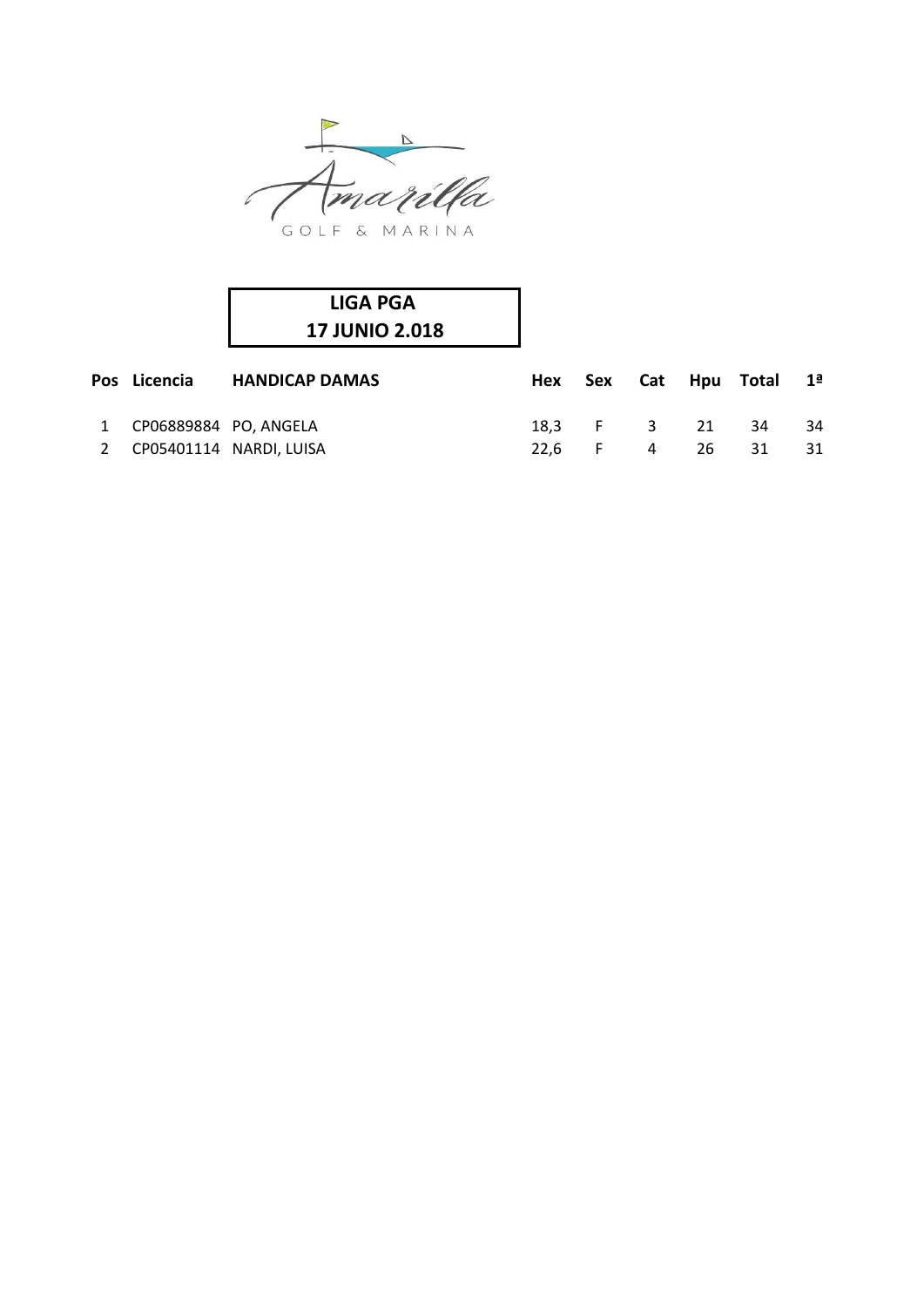Amarilla GOLF & MARINA

**LIGA PGA**
**17 JUNIO 2.018**

| Pos | Licencia | HANDICAP DAMAS | Hex | Sex | Cat | Hpu | Total | 1ª |
|---|---|---|---|---|---|---|---|---|
| 1 | CP06889884 | PO, ANGELA | 18,3 | F | 3 | 21 | 34 | 34 |
| 2 | CP05401114 | NARDI, LUISA | 22,6 | F | 4 | 26 | 31 | 31 |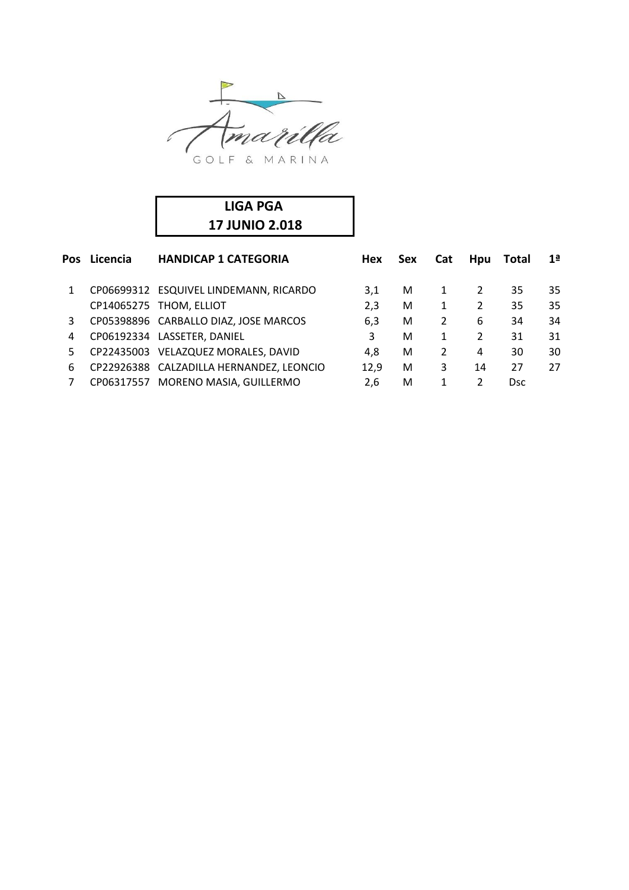Amarilla
GOLF & MARINA

**LIGA PGA**
**17 JUNIO 2.018**

| Pos | Licencia | HANDICAP 1 CATEGORIA | Hex | Sex | Cat | Hpu | Total | 1ª |
|---|---|---|---|---|---|---|---|---|
| 1 | CP06699312 | ESQUIVEL LINDEMANN, RICARDO | 3,1 | M | 1 | 2 | 35 | 35 |
| | CP14065275 | THOM, ELLIOT | 2,3 | M | 1 | 2 | 35 | 35 |
| 3 | CP05398896 | CARBALLO DIAZ, JOSE MARCOS | 6,3 | M | 2 | 6 | 34 | 34 |
| 4 | CP06192334 | LASSETER, DANIEL | 3 | M | 1 | 2 | 31 | 31 |
| 5 | CP22435003 | VELAZQUEZ MORALES, DAVID | 4,8 | M | 2 | 4 | 30 | 30 |
| 6 | CP22926388 | CALZADILLA HERNANDEZ, LEONCIO | 12,9 | M | 3 | 14 | 27 | 27 |
| 7 | CP06317557 | MORENO MASIA, GUILLERMO | 2,6 | M | 1 | 2 | Dsc | |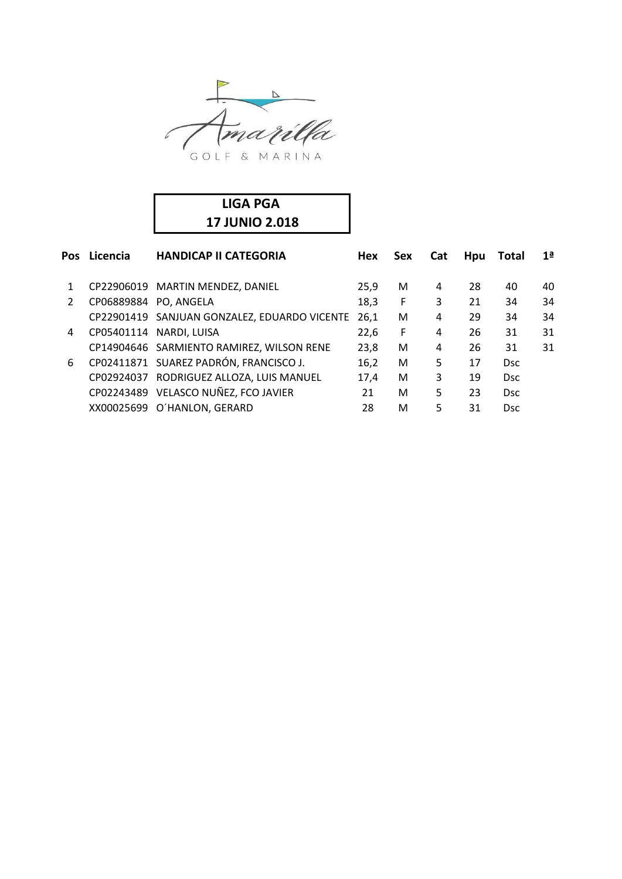Amarilla GOLF & MARINA

**LIGA PGA**
**17 JUNIO 2.018**

| Pos | Licencia | HANDICAP II CATEGORIA | Hex | Sex | Cat | Hpu | Total | 1ª |
|---|---|---|---|---|---|---|---|---|
| 1 | CP22906019 | MARTIN MENDEZ, DANIEL | 25,9 | M | 4 | 28 | 40 | 40 |
| 2 | CP06889884 | PO, ANGELA | 18,3 | F | 3 | 21 | 34 | 34 |
| | CP22901419 | SANJUAN GONZALEZ, EDUARDO VICENTE | 26,1 | M | 4 | 29 | 34 | 34 |
| 4 | CP05401114 | NARDI, LUISA | 22,6 | F | 4 | 26 | 31 | 31 |
| | CP14904646 | SARMIENTO RAMIREZ, WILSON RENE | 23,8 | M | 4 | 26 | 31 | 31 |
| 6 | CP02411871 | SUAREZ PADRÓN, FRANCISCO J. | 16,2 | M | 5 | 17 | Dsc | |
| | CP02924037 | RODRIGUEZ ALLOZA, LUIS MANUEL | 17,4 | M | 3 | 19 | Dsc | |
| | CP02243489 | VELASCO NUÑEZ, FCO JAVIER | 21 | M | 5 | 23 | Dsc | |
| | XX00025699 | O´HANLON, GERARD | 28 | M | 5 | 31 | Dsc | |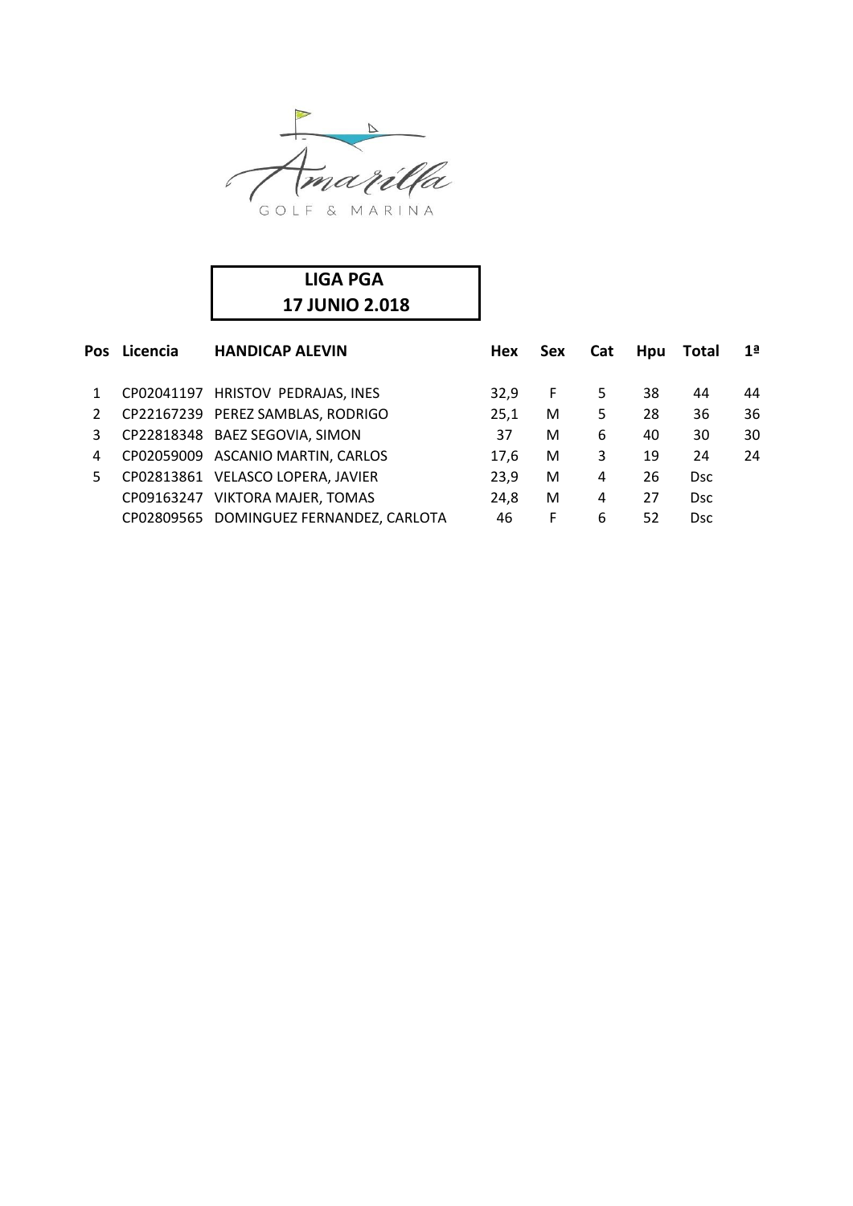Amarilla GOLF & MARINA

**LIGA PGA**
**17 JUNIO 2.018**

| Pos | Licencia | HANDICAP ALEVIN | Hex | Sex | Cat | Hpu | Total | 1ª |
|---|---|---|---|---|---|---|---|---|
| 1 | CP02041197 | HRISTOV PEDRAJAS, INES | 32,9 | F | 5 | 38 | 44 | 44 |
| 2 | CP22167239 | PEREZ SAMBLAS, RODRIGO | 25,1 | M | 5 | 28 | 36 | 36 |
| 3 | CP22818348 | BAEZ SEGOVIA, SIMON | 37 | M | 6 | 40 | 30 | 30 |
| 4 | CP02059009 | ASCANIO MARTIN, CARLOS | 17,6 | M | 3 | 19 | 24 | 24 |
| 5 | CP02813861 | VELASCO LOPERA, JAVIER | 23,9 | M | 4 | 26 | Dsc | |
| | CP09163247 | VIKTORA MAJER, TOMAS | 24,8 | M | 4 | 27 | Dsc | |
| | CP02809565 | DOMINGUEZ FERNANDEZ, CARLOTA | 46 | F | 6 | 52 | Dsc | |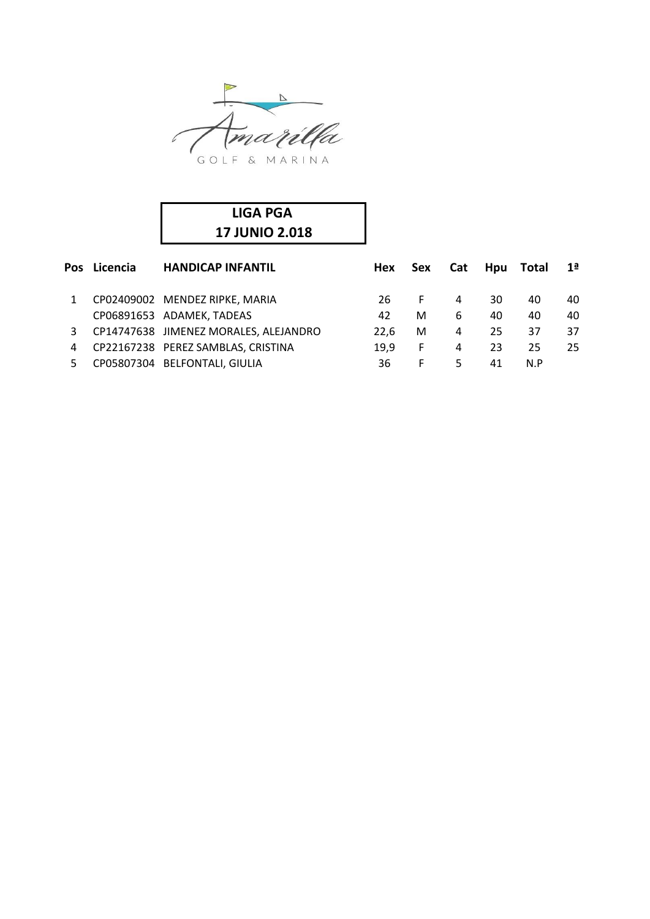Amarilla GOLF & MARINA

**LIGA PGA**
**17 JUNIO 2.018**

| Pos | Licencia | HANDICAP INFANTIL | Hex | Sex | Cat | Hpu | Total | 1ª |
|---|---|---|---|---|---|---|---|---|
| 1 | CP02409002 | MENDEZ RIPKE, MARIA | 26 | F | 4 | 30 | 40 | 40 |
| | CP06891653 | ADAMEK, TADEAS | 42 | M | 6 | 40 | 40 | 40 |
| 3 | CP14747638 | JIMENEZ MORALES, ALEJANDRO | 22,6 | M | 4 | 25 | 37 | 37 |
| 4 | CP22167238 | PEREZ SAMBLAS, CRISTINA | 19,9 | F | 4 | 23 | 25 | 25 |
| 5 | CP05807304 | BELFONTALI, GIULIA | 36 | F | 5 | 41 | N.P | |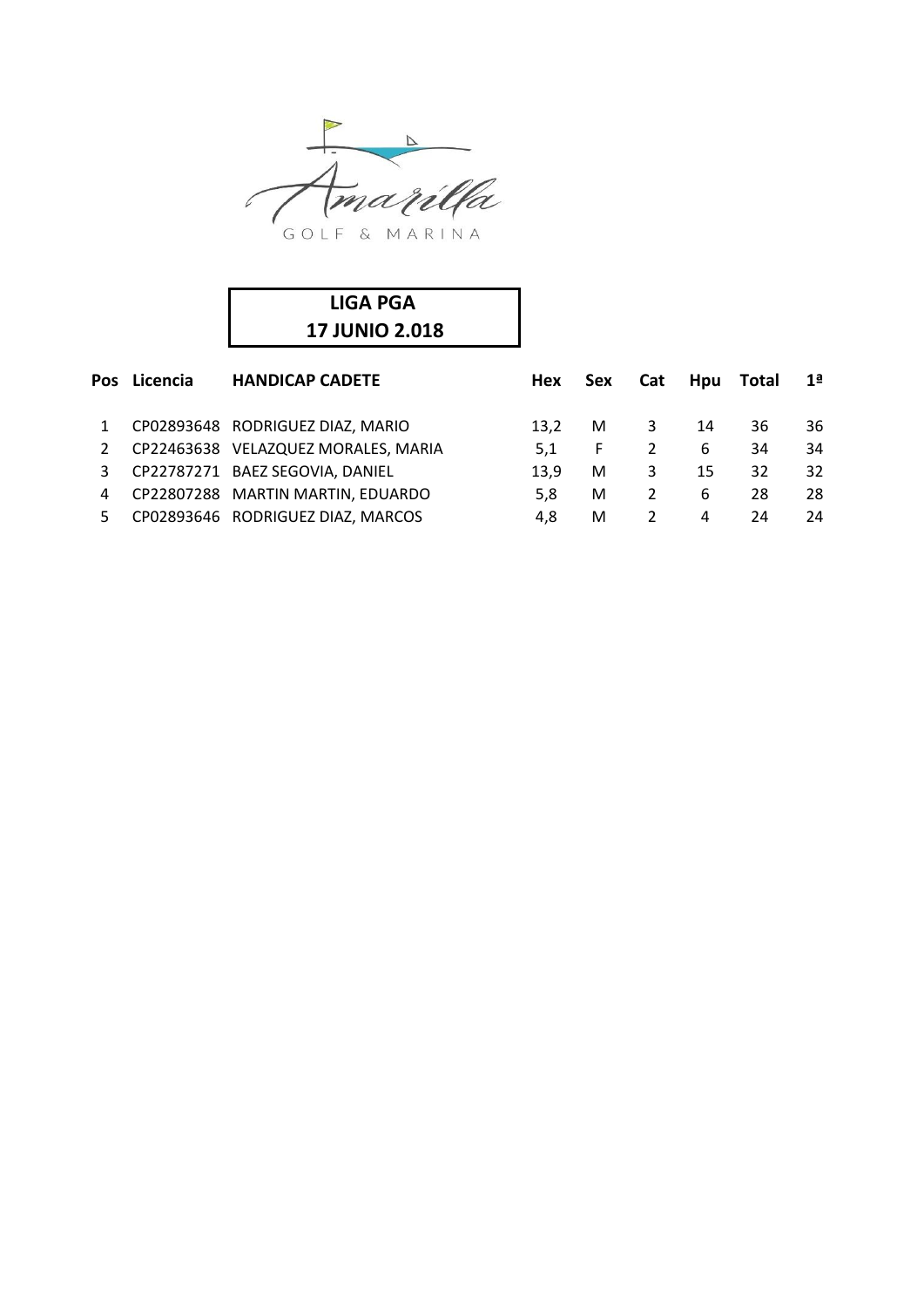Amarilla GOLF & MARINA

**LIGA PGA**
**17 JUNIO 2.018**

| Pos | Licencia | HANDICAP CADETE | Hex | Sex | Cat | Hpu | Total | 1ª |
|---|---|---|---|---|---|---|---|---|
| 1 | CP02893648 | RODRIGUEZ DIAZ, MARIO | 13,2 | M | 3 | 14 | 36 | 36 |
| 2 | CP22463638 | VELAZQUEZ MORALES, MARIA | 5,1 | F | 2 | 6 | 34 | 34 |
| 3 | CP22787271 | BAEZ SEGOVIA, DANIEL | 13,9 | M | 3 | 15 | 32 | 32 |
| 4 | CP22807288 | MARTIN MARTIN, EDUARDO | 5,8 | M | 2 | 6 | 28 | 28 |
| 5 | CP02893646 | RODRIGUEZ DIAZ, MARCOS | 4,8 | M | 2 | 4 | 24 | 24 |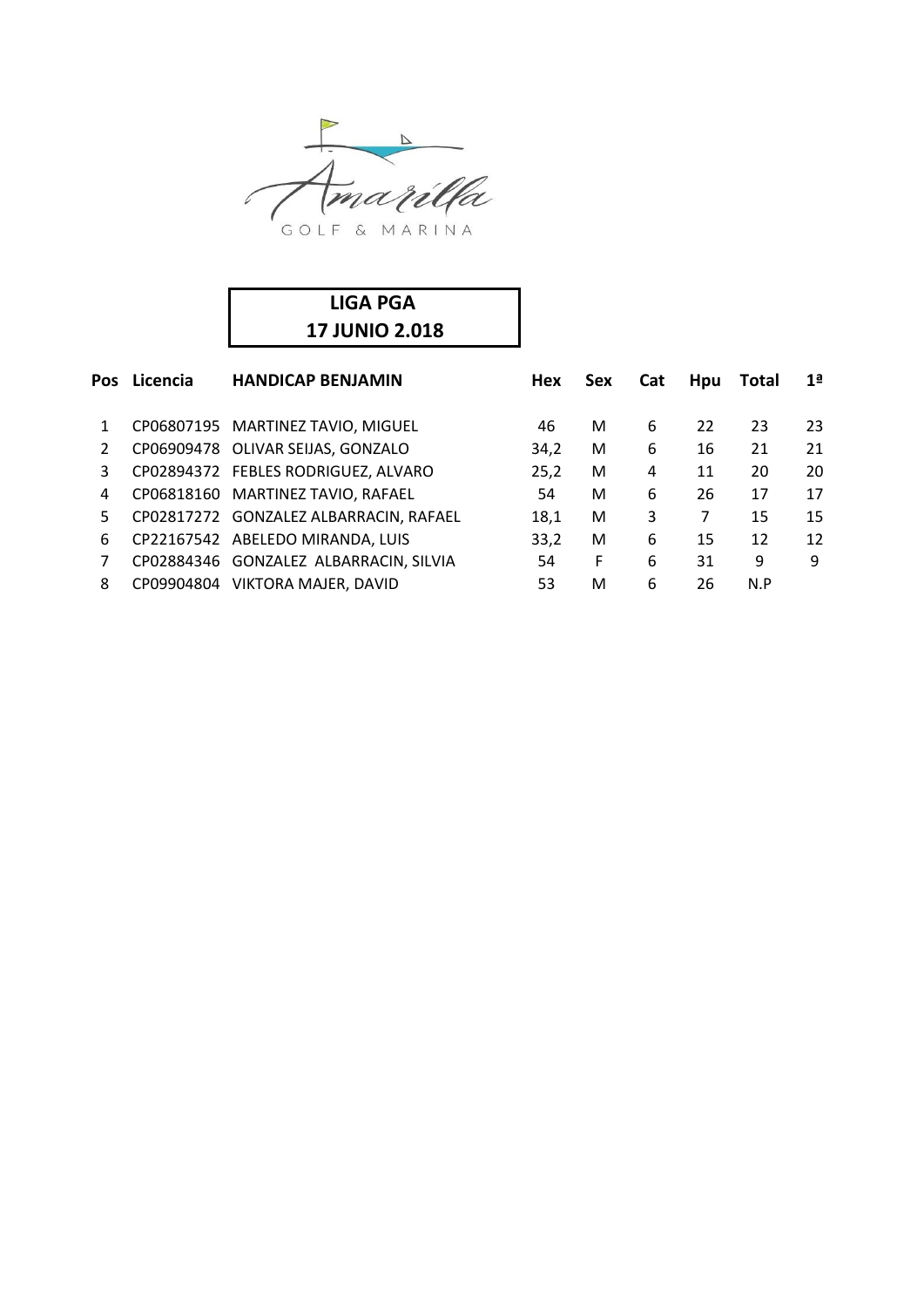Amarilla
GOLF & MARINA

**LIGA PGA**
**17 JUNIO 2.018**

| Pos | Licencia | HANDICAP BENJAMIN | Hex | Sex | Cat | Hpu | Total | 1ª |
|---|---|---|---|---|---|---|---|---|
| 1 | CP06807195 | MARTINEZ TAVIO, MIGUEL | 46 | M | 6 | 22 | 23 | 23 |
| 2 | CP06909478 | OLIVAR SEIJAS, GONZALO | 34,2 | M | 6 | 16 | 21 | 21 |
| 3 | CP02894372 | FEBLES RODRIGUEZ, ALVARO | 25,2 | M | 4 | 11 | 20 | 20 |
| 4 | CP06818160 | MARTINEZ TAVIO, RAFAEL | 54 | M | 6 | 26 | 17 | 17 |
| 5 | CP02817272 | GONZALEZ ALBARRACIN, RAFAEL | 18,1 | M | 3 | 7 | 15 | 15 |
| 6 | CP22167542 | ABELEDO MIRANDA, LUIS | 33,2 | M | 6 | 15 | 12 | 12 |
| 7 | CP02884346 | GONZALEZ ALBARRACIN, SILVIA | 54 | F | 6 | 31 | 9 | 9 |
| 8 | CP09904804 | VIKTORA MAJER, DAVID | 53 | M | 6 | 26 | N.P | |